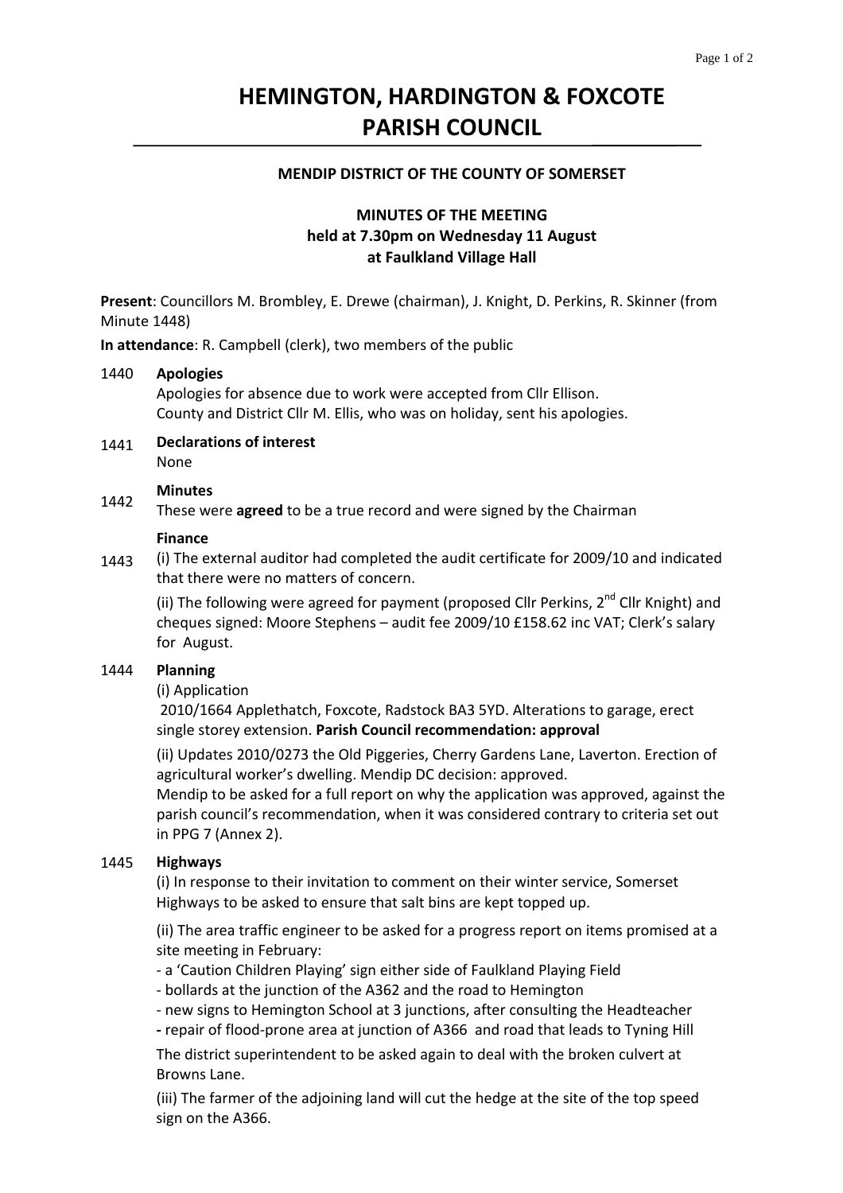# HEMINGTON, HARDINGTON & FOXCOTE PARISH COUNCIL

### MENDIP DISTRICT OF THE COUNTY OF SOMERSET

### MINUTES OF THE MEETING
### held at 7.30pm on Wednesday 11 August
### at Faulkland Village Hall

**Present**: Councillors M. Brombley, E. Drewe (chairman), J. Knight, D. Perkins, R. Skinner (from Minute 1448)

**In attendance**: R. Campbell (clerk), two members of the public

1440 **Apologies**

Apologies for absence due to work were accepted from Cllr Ellison.
County and District Cllr M. Ellis, who was on holiday, sent his apologies.

1441 **Declarations of interest**

None

1442 **Minutes**

These were **agreed** to be a true record and were signed by the Chairman

1443 **Finance**

(i) The external auditor had completed the audit certificate for 2009/10 and indicated that there were no matters of concern.

(ii) The following were agreed for payment (proposed Cllr Perkins, 2nd Cllr Knight) and cheques signed: Moore Stephens – audit fee 2009/10 £158.62 inc VAT; Clerk's salary for August.

1444 **Planning**

(i) Application

2010/1664 Applethatch, Foxcote, Radstock BA3 5YD. Alterations to garage, erect single storey extension. **Parish Council recommendation: approval**

(ii) Updates 2010/0273 the Old Piggeries, Cherry Gardens Lane, Laverton. Erection of agricultural worker's dwelling. Mendip DC decision: approved.
Mendip to be asked for a full report on why the application was approved, against the parish council's recommendation, when it was considered contrary to criteria set out in PPG 7 (Annex 2).

1445 **Highways**

(i) In response to their invitation to comment on their winter service, Somerset Highways to be asked to ensure that salt bins are kept topped up.

(ii) The area traffic engineer to be asked for a progress report on items promised at a site meeting in February:

- a 'Caution Children Playing' sign either side of Faulkland Playing Field
- bollards at the junction of the A362 and the road to Hemington
- new signs to Hemington School at 3 junctions, after consulting the Headteacher
- repair of flood-prone area at junction of A366 and road that leads to Tyning Hill

The district superintendent to be asked again to deal with the broken culvert at Browns Lane.

(iii) The farmer of the adjoining land will cut the hedge at the site of the top speed sign on the A366.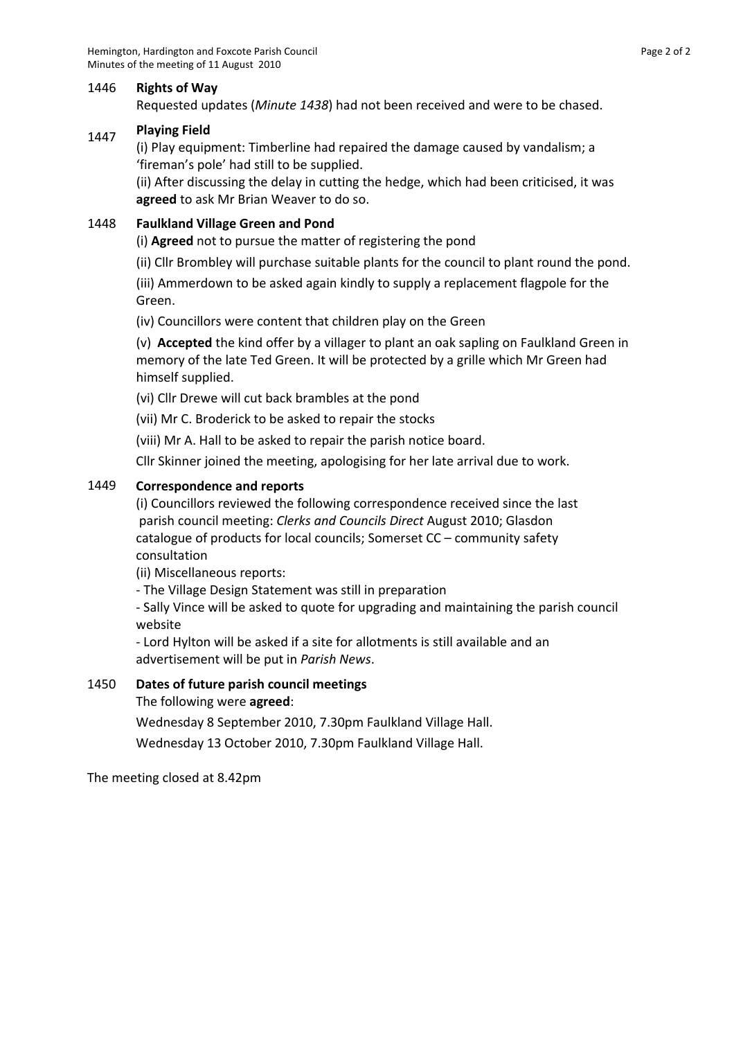1446 **Rights of Way**

Requested updates (*Minute 1438*) had not been received and were to be chased.

1447 **Playing Field**

(i) Play equipment: Timberline had repaired the damage caused by vandalism; a 'fireman's pole' had still to be supplied.

(ii) After discussing the delay in cutting the hedge, which had been criticised, it was **agreed** to ask Mr Brian Weaver to do so.

1448 **Faulkland Village Green and Pond**

(i) **Agreed** not to pursue the matter of registering the pond

(ii) Cllr Brombley will purchase suitable plants for the council to plant round the pond.

(iii) Ammerdown to be asked again kindly to supply a replacement flagpole for the Green.

(iv) Councillors were content that children play on the Green

(v) **Accepted** the kind offer by a villager to plant an oak sapling on Faulkland Green in memory of the late Ted Green. It will be protected by a grille which Mr Green had himself supplied.

(vi) Cllr Drewe will cut back brambles at the pond

(vii) Mr C. Broderick to be asked to repair the stocks

(viii) Mr A. Hall to be asked to repair the parish notice board.

Cllr Skinner joined the meeting, apologising for her late arrival due to work.

1449 **Correspondence and reports**

(i) Councillors reviewed the following correspondence received since the last parish council meeting: *Clerks and Councils Direct* August 2010; Glasdon catalogue of products for local councils; Somerset CC – community safety consultation

(ii) Miscellaneous reports:

- The Village Design Statement was still in preparation
- Sally Vince will be asked to quote for upgrading and maintaining the parish council website
- Lord Hylton will be asked if a site for allotments is still available and an advertisement will be put in *Parish News*.

1450 **Dates of future parish council meetings**

The following were **agreed**:

Wednesday 8 September 2010, 7.30pm Faulkland Village Hall.

Wednesday 13 October 2010, 7.30pm Faulkland Village Hall.

The meeting closed at 8.42pm